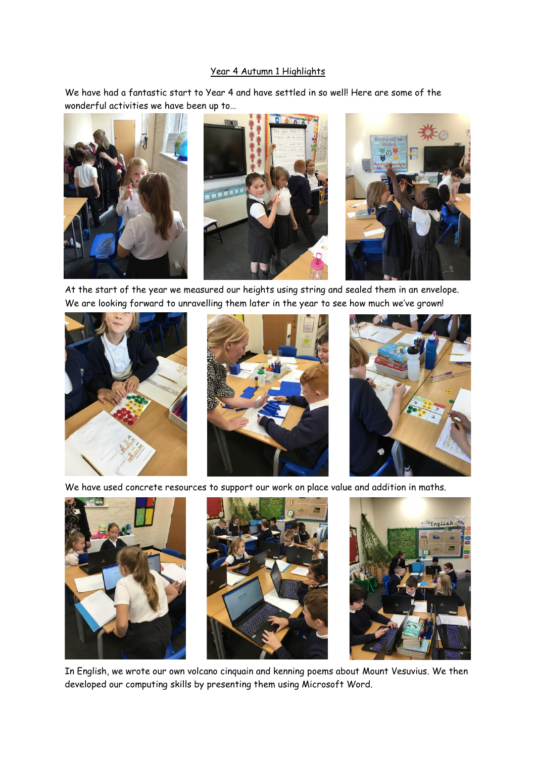# Year 4 Autumn 1 Highlights

We have had a fantastic start to Year 4 and have settled in so well! Here are some of the wonderful activities we have been up to…

At the start of the year we measured our heights using string and sealed them in an envelope. We are looking forward to unravelling them later in the year to see how much we've grown!

We have used concrete resources to support our work on place value and addition in maths.

In English, we wrote our own volcano cinquain and kenning poems about Mount Vesuvius. We then developed our computing skills by presenting them using Microsoft Word.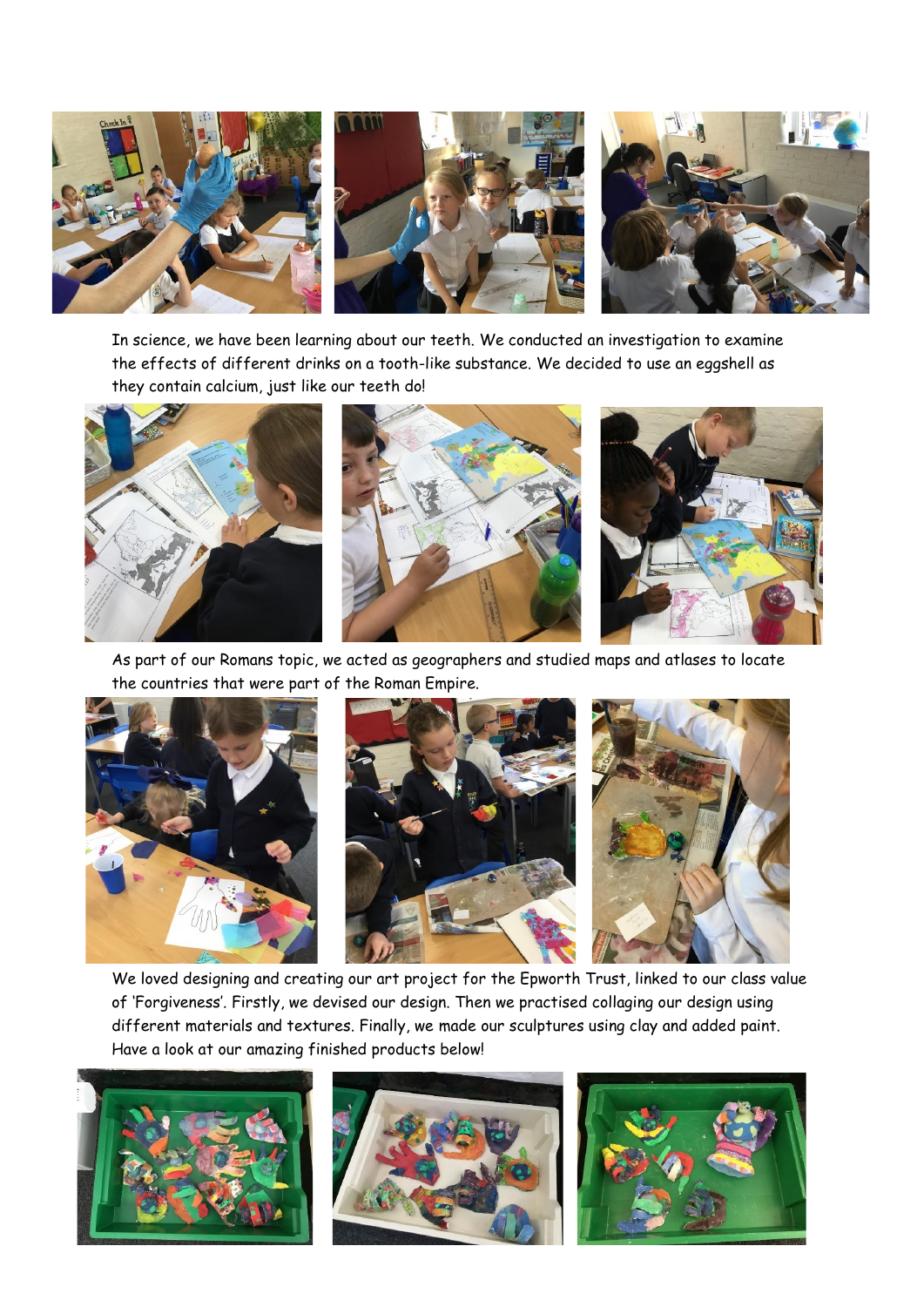In science, we have been learning about our teeth. We conducted an investigation to examine the effects of different drinks on a tooth-like substance. We decided to use an eggshell as they contain calcium, just like our teeth do!

As part of our Romans topic, we acted as geographers and studied maps and atlases to locate the countries that were part of the Roman Empire.

We loved designing and creating our art project for the Epworth Trust, linked to our class value of 'Forgiveness'. Firstly, we devised our design. Then we practised collaging our design using different materials and textures. Finally, we made our sculptures using clay and added paint. Have a look at our amazing finished products below!